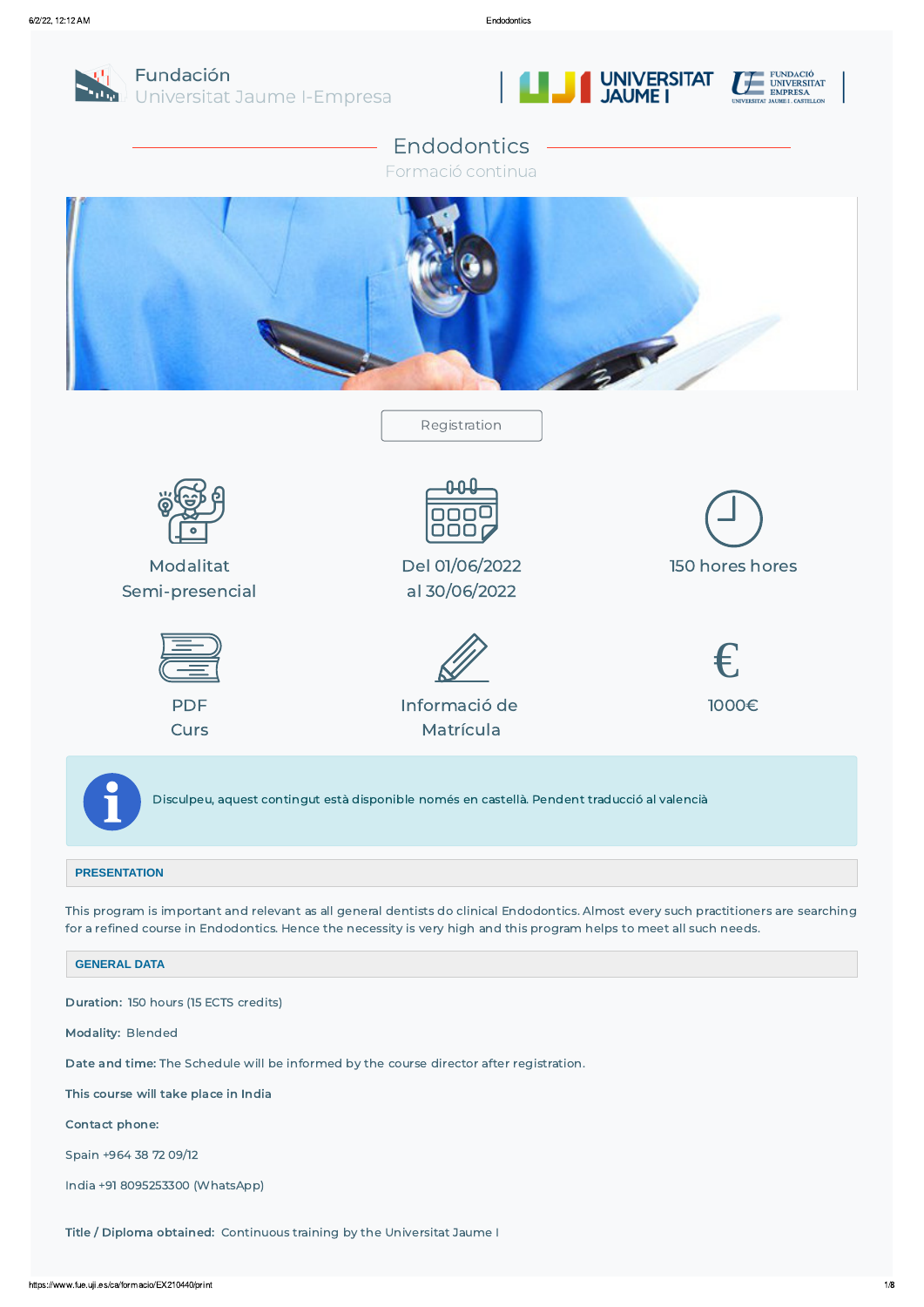Fundación
Universitat Jaume I-Empresa

# Endodontics

Formació continua

Registration

Modalitat
Semi-presencial

Del 01/06/2022
al 30/06/2022

150 hores hores

PDF
Curs

Informació de
Matrícula

1000€

Disculpeu, aquest contingut està disponible només en castellà. Pendent traducció al valencià

## PRESENTATION

This program is important and relevant as all general dentists do clinical Endodontics. Almost every such practitioners are searching for a refined course in Endodontics. Hence the necessity is very high and this program helps to meet all such needs.

## GENERAL DATA

**Duration:** 150 hours (15 ECTS credits)

**Modality:** Blended

**Date and time:** The Schedule will be informed by the course director after registration.

**This course will take place in India**

**Contact phone:**

Spain +964 38 72 09/12

India +91 8095253300 (WhatsApp)

**Title / Diploma obtained:** Continuous training by the Universitat Jaume I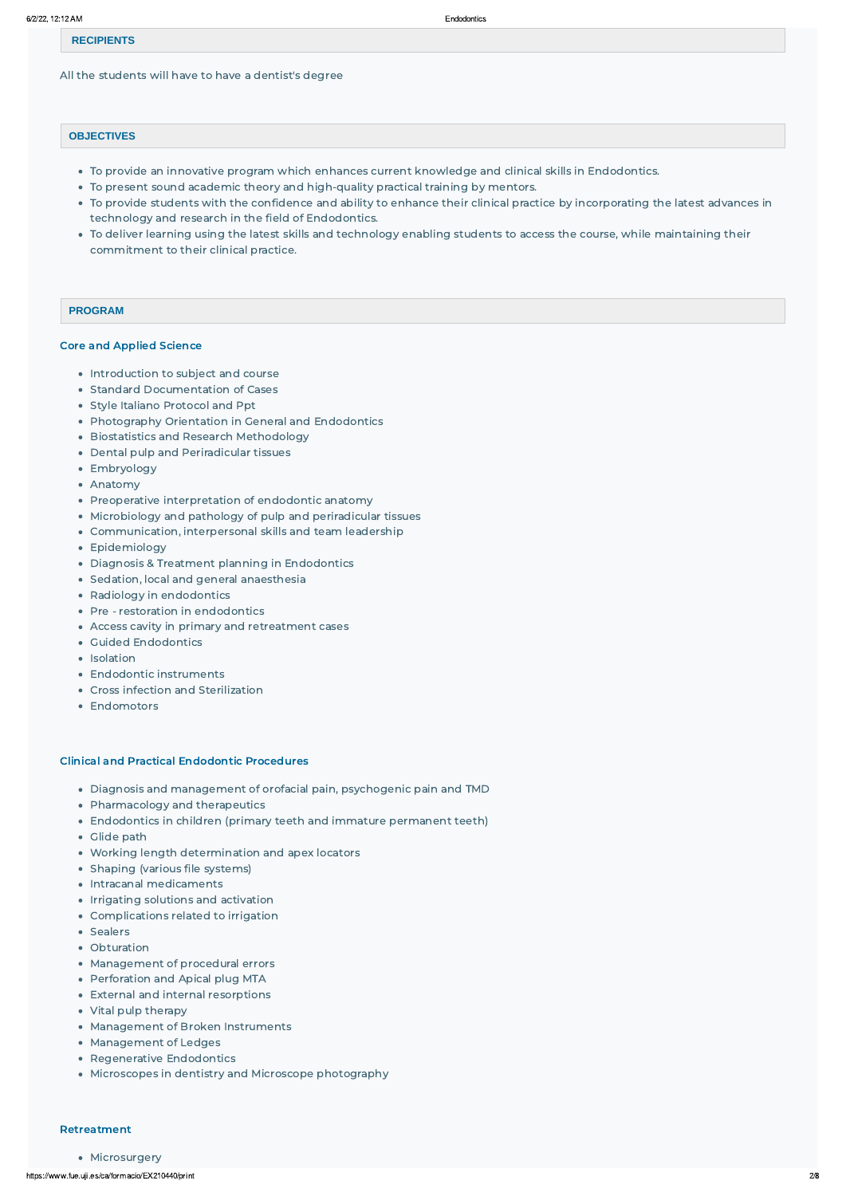## RECIPIENTS

All the students will have to have a dentist's degree

## OBJECTIVES

- To provide an innovative program which enhances current knowledge and clinical skills in Endodontics.
- To present sound academic theory and high-quality practical training by mentors.
- To provide students with the confidence and ability to enhance their clinical practice by incorporating the latest advances in technology and research in the field of Endodontics.
- To deliver learning using the latest skills and technology enabling students to access the course, while maintaining their commitment to their clinical practice.

## PROGRAM

### Core and Applied Science

- Introduction to subject and course
- Standard Documentation of Cases
- Style Italiano Protocol and Ppt
- Photography Orientation in General and Endodontics
- Biostatistics and Research Methodology
- Dental pulp and Periradicular tissues
- Embryology
- Anatomy
- Preoperative interpretation of endodontic anatomy
- Microbiology and pathology of pulp and periradicular tissues
- Communication, interpersonal skills and team leadership
- Epidemiology
- Diagnosis & Treatment planning in Endodontics
- Sedation, local and general anaesthesia
- Radiology in endodontics
- Pre - restoration in endodontics
- Access cavity in primary and retreatment cases
- Guided Endodontics
- Isolation
- Endodontic instruments
- Cross infection and Sterilization
- Endomotors

### Clinical and Practical Endodontic Procedures

- Diagnosis and management of orofacial pain, psychogenic pain and TMD
- Pharmacology and therapeutics
- Endodontics in children (primary teeth and immature permanent teeth)
- Glide path
- Working length determination and apex locators
- Shaping (various file systems)
- Intracanal medicaments
- Irrigating solutions and activation
- Complications related to irrigation
- Sealers
- Obturation
- Management of procedural errors
- Perforation and Apical plug MTA
- External and internal resorptions
- Vital pulp therapy
- Management of Broken Instruments
- Management of Ledges
- Regenerative Endodontics
- Microscopes in dentistry and Microscope photography

### Retreatment

- Microsurgery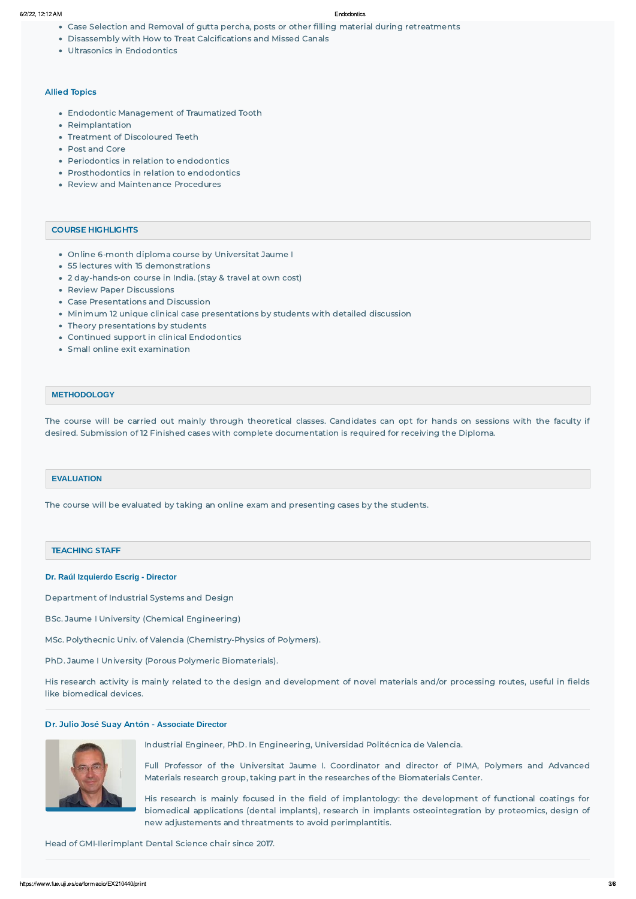- Case Selection and Removal of gutta percha, posts or other filling material during retreatments
- Disassembly with How to Treat Calcifications and Missed Canals
- Ultrasonics in Endodontics

### Allied Topics

- Endodontic Management of Traumatized Tooth
- Reimplantation
- Treatment of Discoloured Teeth
- Post and Core
- Periodontics in relation to endodontics
- Prosthodontics in relation to endodontics
- Review and Maintenance Procedures

## COURSE HIGHLIGHTS

- Online 6-month diploma course by Universitat Jaume I
- 55 lectures with 15 demonstrations
- 2 day-hands-on course in India. (stay & travel at own cost)
- Review Paper Discussions
- Case Presentations and Discussion
- Minimum 12 unique clinical case presentations by students with detailed discussion
- Theory presentations by students
- Continued support in clinical Endodontics
- Small online exit examination

## METHODOLOGY

The course will be carried out mainly through theoretical classes. Candidates can opt for hands on sessions with the faculty if desired. Submission of 12 Finished cases with complete documentation is required for receiving the Diploma.

## EVALUATION

The course will be evaluated by taking an online exam and presenting cases by the students.

## TEACHING STAFF

### Dr. Raúl Izquierdo Escrig - Director

Department of Industrial Systems and Design

BSc. Jaume I University (Chemical Engineering)

MSc. Polythecnic Univ. of Valencia (Chemistry-Physics of Polymers).

PhD. Jaume I University (Porous Polymeric Biomaterials).

His research activity is mainly related to the design and development of novel materials and/or processing routes, useful in fields like biomedical devices.

### Dr. Julio José Suay Antón - Associate Director

Industrial Engineer, PhD. In Engineering, Universidad Politécnica de Valencia.

Full Professor of the Universitat Jaume I. Coordinator and director of PIMA, Polymers and Advanced Materials research group, taking part in the researches of the Biomaterials Center.

His research is mainly focused in the field of implantology: the development of functional coatings for biomedical applications (dental implants), research in implants osteointegration by proteomics, design of new adjustements and threatments to avoid perimplantitis.

Head of GMI-Ilerimplant Dental Science chair since 2017.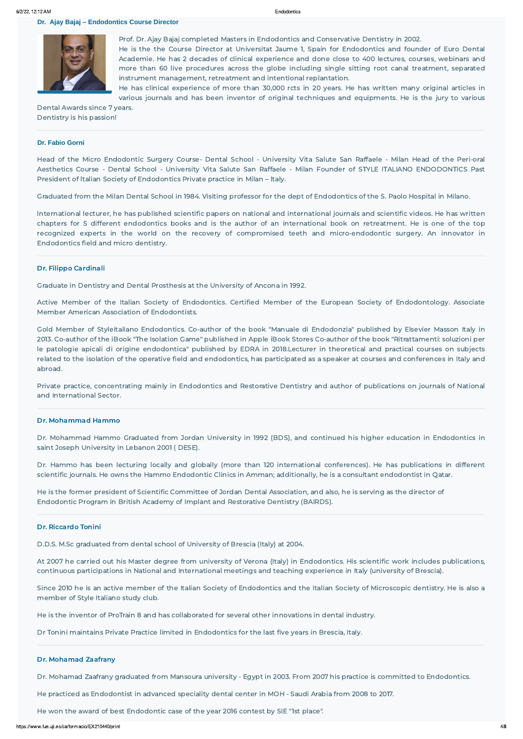### Dr. Ajay Bajaj – Endodontics Course Director

Prof. Dr. Ajay Bajaj completed Masters in Endodontics and Conservative Dentistry in 2002.
He is the the Course Director at Universitat Jaume 1, Spain for Endodontics and founder of Euro Dental Academie. He has 2 decades of clinical experience and done close to 400 lectures, courses, webinars and more than 60 live procedures across the globe including single sitting root canal treatment, separated instrument management, retreatment and intentional replantation.
He has clinical experience of more than 30,000 rcts in 20 years. He has written many original articles in various journals and has been inventor of original techniques and equipments. He is the jury to various Dental Awards since 7 years.
Dentistry is his passion!

---

### Dr. Fabio Gorni

Head of the Micro Endodontic Surgery Course- Dental School - University Vita Salute San Raffaele - Milan Head of the Peri-oral Aesthetics Course - Dental School - University Vita Salute San Raffaele - Milan Founder of STYLE ITALIANO ENDODONTICS Past President of Italian Society of Endodontics Private practice in Milan – Italy.

Graduated from the Milan Dental School in 1984. Visiting professor for the dept of Endodontics of the S. Paolo Hospital in Milano.

International lecturer, he has published scientific papers on national and international journals and scientific videos. He has written chapters for 5 different endodontics books and is the author of an international book on retreatment. He is one of the top recognized experts in the world on the recovery of compromised teeth and micro-endodontic surgery. An innovator in Endodontics field and micro dentistry.

---

### Dr. Filippo Cardinali

Graduate in Dentistry and Dental Prosthesis at the University of Ancona in 1992.

Active Member of the Italian Society of Endodontics. Certified Member of the European Society of Endodontology. Associate Member American Association of Endodontists.

Gold Member of Styleitaliano Endodontics. Co-author of the book "Manuale di Endodonzia" published by Elsevier Masson Italy in 2013. Co-author of the iBook "The Isolation Game" published in Apple iBook Stores Co-author of the book "Ritrattamenti: soluzioni per le patologie apicali di origine endodontica" published by EDRA in 2018.Lecturer in theoretical and practical courses on subjects related to the isolation of the operative field and endodontics, has participated as a speaker at courses and conferences in Italy and abroad.

Private practice, concentrating mainly in Endodontics and Restorative Dentistry and author of publications on journals of National and International Sector.

---

### Dr. Mohammad Hammo

Dr. Mohammad Hammo Graduated from Jordan University in 1992 (BDS), and continued his higher education in Endodontics in saint Joseph University in Lebanon 2001 ( DESE).

Dr. Hammo has been lecturing locally and globally (more than 120 international conferences). He has publications in different scientific journals. He owns the Hammo Endodontic Clinics in Amman; additionally, he is a consultant endodontist in Qatar.

He is the former president of Scientific Committee of Jordan Dental Association, and also, he is serving as the director of Endodontic Program in British Academy of Implant and Restorative Dentistry (BAIRDS).

---

### Dr. Riccardo Tonini

D.D.S. M.Sc graduated from dental school of University of Brescia (Italy) at 2004.

At 2007 he carried out his Master degree from university of Verona (Italy) in Endodontics. His scientific work includes publications, continuous participations in National and International meetings and teaching experience in Italy (university of Brescia).

Since 2010 he is an active member of the Italian Society of Endodontics and the Italian Society of Microscopic dentistry. He is also a member of Style Italiano study club.

He is the inventor of ProTrain 8 and has collaborated for several other innovations in dental industry.

Dr Tonini maintains Private Practice limited in Endodontics for the last five years in Brescia, Italy.

---

### Dr. Mohamad Zaafrany

Dr. Mohamad Zaafrany graduated from Mansoura university - Egypt in 2003. From 2007 his practice is committed to Endodontics.

He practiced as Endodontist in advanced speciality dental center in MOH - Saudi Arabia from 2008 to 2017.

He won the award of best Endodontic case of the year 2016 contest by SIE "1st place".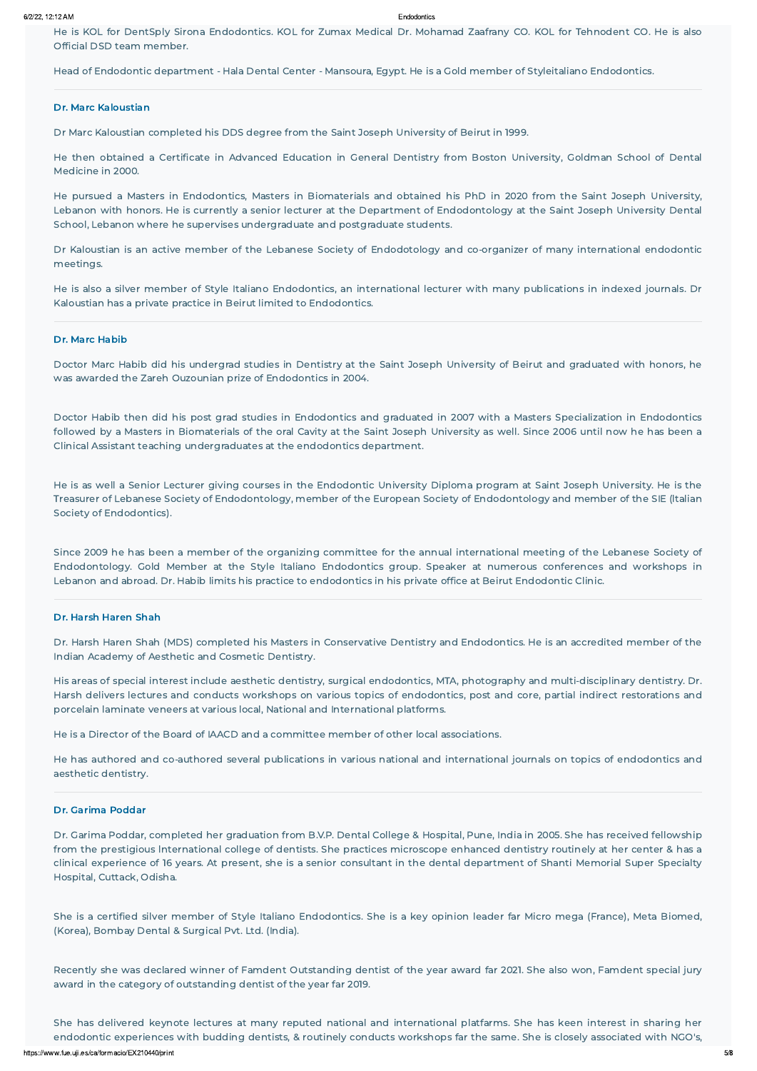He is KOL for DentSply Sirona Endodontics. KOL for Zumax Medical Dr. Mohamad Zaafrany CO. KOL for Tehnodent CO. He is also Official DSD team member.

Head of Endodontic department - Hala Dental Center - Mansoura, Egypt. He is a Gold member of Styleitaliano Endodontics.

---

### Dr. Marc Kaloustian

Dr Marc Kaloustian completed his DDS degree from the Saint Joseph University of Beirut in 1999.

He then obtained a Certificate in Advanced Education in General Dentistry from Boston University, Goldman School of Dental Medicine in 2000.

He pursued a Masters in Endodontics, Masters in Biomaterials and obtained his PhD in 2020 from the Saint Joseph University, Lebanon with honors. He is currently a senior lecturer at the Department of Endodontology at the Saint Joseph University Dental School, Lebanon where he supervises undergraduate and postgraduate students.

Dr Kaloustian is an active member of the Lebanese Society of Endodotology and co-organizer of many international endodontic meetings.

He is also a silver member of Style Italiano Endodontics, an international lecturer with many publications in indexed journals. Dr Kaloustian has a private practice in Beirut limited to Endodontics.

---

### Dr. Marc Habib

Doctor Marc Habib did his undergrad studies in Dentistry at the Saint Joseph University of Beirut and graduated with honors, he was awarded the Zareh Ouzounian prize of Endodontics in 2004.

Doctor Habib then did his post grad studies in Endodontics and graduated in 2007 with a Masters Specialization in Endodontics followed by a Masters in Biomaterials of the oral Cavity at the Saint Joseph University as well. Since 2006 until now he has been a Clinical Assistant teaching undergraduates at the endodontics department.

He is as well a Senior Lecturer giving courses in the Endodontic University Diploma program at Saint Joseph University. He is the Treasurer of Lebanese Society of Endodontology, member of the European Society of Endodontology and member of the SIE (Italian Society of Endodontics).

Since 2009 he has been a member of the organizing committee for the annual international meeting of the Lebanese Society of Endodontology. Gold Member at the Style Italiano Endodontics group. Speaker at numerous conferences and workshops in Lebanon and abroad. Dr. Habib limits his practice to endodontics in his private office at Beirut Endodontic Clinic.

---

### Dr. Harsh Haren Shah

Dr. Harsh Haren Shah (MDS) completed his Masters in Conservative Dentistry and Endodontics. He is an accredited member of the Indian Academy of Aesthetic and Cosmetic Dentistry.

His areas of special interest include aesthetic dentistry, surgical endodontics, MTA, photography and multi-disciplinary dentistry. Dr. Harsh delivers lectures and conducts workshops on various topics of endodontics, post and core, partial indirect restorations and porcelain laminate veneers at various local, National and International platforms.

He is a Director of the Board of IAACD and a committee member of other local associations.

He has authored and co-authored several publications in various national and international journals on topics of endodontics and aesthetic dentistry.

---

### Dr. Garima Poddar

Dr. Garima Poddar, completed her graduation from B.V.P. Dental College & Hospital, Pune, India in 2005. She has received fellowship from the prestigious International college of dentists. She practices microscope enhanced dentistry routinely at her center & has a clinical experience of 16 years. At present, she is a senior consultant in the dental department of Shanti Memorial Super Specialty Hospital, Cuttack, Odisha.

She is a certified silver member of Style Italiano Endodontics. She is a key opinion leader far Micro mega (France), Meta Biomed, (Korea), Bombay Dental & Surgical Pvt. Ltd. (India).

Recently she was declared winner of Famdent Outstanding dentist of the year award far 2021. She also won, Famdent special jury award in the category of outstanding dentist of the year far 2019.

She has delivered keynote lectures at many reputed national and international platfarms. She has keen interest in sharing her endodontic experiences with budding dentists, & routinely conducts workshops far the same. She is closely associated with NGO's,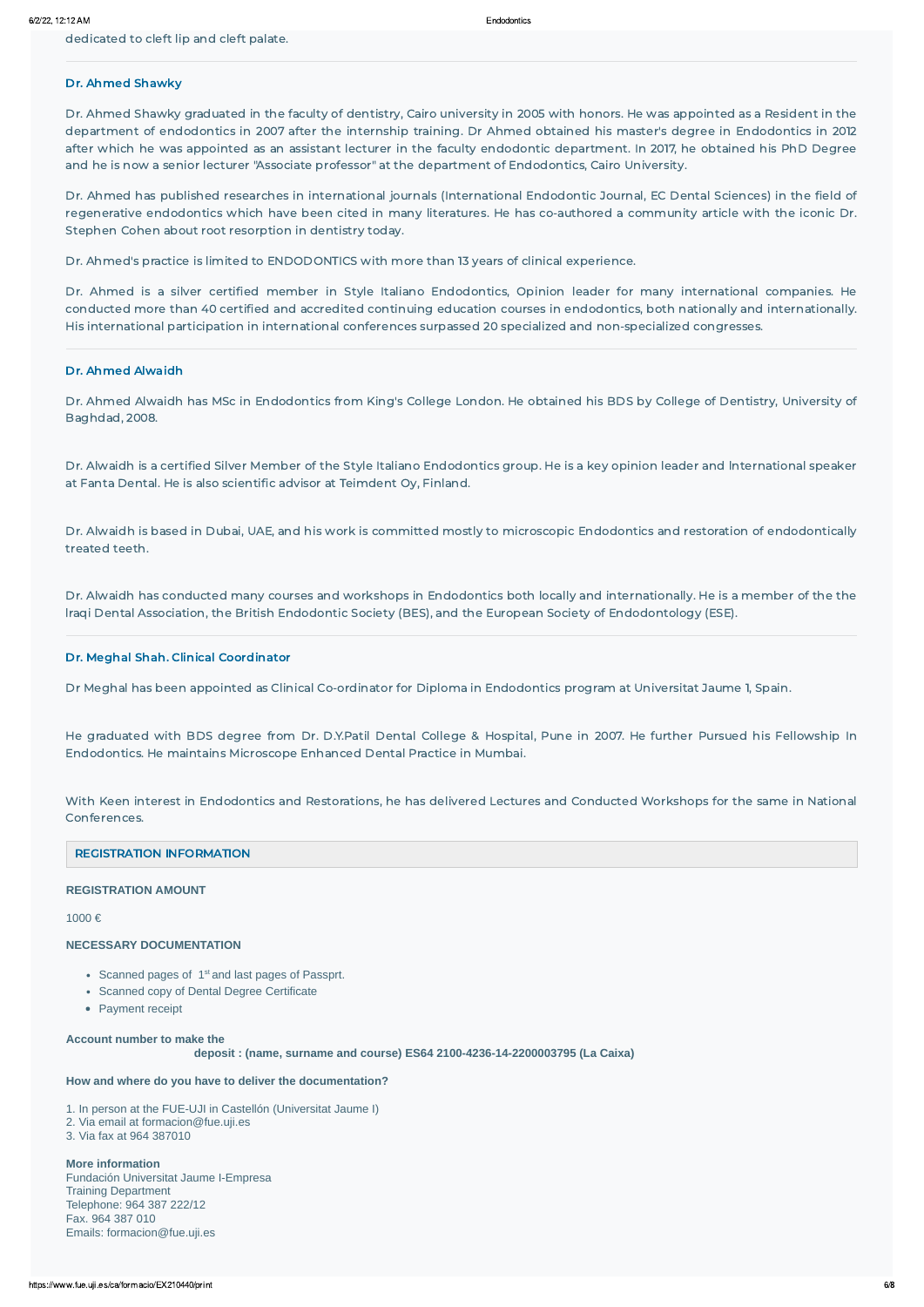dedicated to cleft lip and cleft palate.

---

### Dr. Ahmed Shawky

Dr. Ahmed Shawky graduated in the faculty of dentistry, Cairo university in 2005 with honors. He was appointed as a Resident in the department of endodontics in 2007 after the internship training. Dr Ahmed obtained his master's degree in Endodontics in 2012 after which he was appointed as an assistant lecturer in the faculty endodontic department. In 2017, he obtained his PhD Degree and he is now a senior lecturer "Associate professor" at the department of Endodontics, Cairo University.

Dr. Ahmed has published researches in international journals (International Endodontic Journal, EC Dental Sciences) in the field of regenerative endodontics which have been cited in many literatures. He has co-authored a community article with the iconic Dr. Stephen Cohen about root resorption in dentistry today.

Dr. Ahmed's practice is limited to ENDODONTICS with more than 13 years of clinical experience.

Dr. Ahmed is a silver certified member in Style Italiano Endodontics, Opinion leader for many international companies. He conducted more than 40 certified and accredited continuing education courses in endodontics, both nationally and internationally. His international participation in international conferences surpassed 20 specialized and non-specialized congresses.

---

### Dr. Ahmed Alwaidh

Dr. Ahmed Alwaidh has MSc in Endodontics from King's College London. He obtained his BDS by College of Dentistry, University of Baghdad, 2008.

Dr. Alwaidh is a certified Silver Member of the Style Italiano Endodontics group. He is a key opinion leader and International speaker at Fanta Dental. He is also scientific advisor at Teimdent Oy, Finland.

Dr. Alwaidh is based in Dubai, UAE, and his work is committed mostly to microscopic Endodontics and restoration of endodontically treated teeth.

Dr. Alwaidh has conducted many courses and workshops in Endodontics both locally and internationally. He is a member of the the Iraqi Dental Association, the British Endodontic Society (BES), and the European Society of Endodontology (ESE).

---

### Dr. Meghal Shah. Clinical Coordinator

Dr Meghal has been appointed as Clinical Co-ordinator for Diploma in Endodontics program at Universitat Jaume 1, Spain.

He graduated with BDS degree from Dr. D.Y.Patil Dental College & Hospital, Pune in 2007. He further Pursued his Fellowship In Endodontics. He maintains Microscope Enhanced Dental Practice in Mumbai.

With Keen interest in Endodontics and Restorations, he has delivered Lectures and Conducted Workshops for the same in National Conferences.

## REGISTRATION INFORMATION

**REGISTRATION AMOUNT**

1000 €

**NECESSARY DOCUMENTATION**

- Scanned pages of 1st and last pages of Passprt.
- Scanned copy of Dental Degree Certificate
- Payment receipt

**Account number to make the deposit : (name, surname and course) ES64 2100-4236-14-2200003795 (La Caixa)**

**How and where do you have to deliver the documentation?**

1. In person at the FUE-UJI in Castellón (Universitat Jaume I)
2. Via email at formacion@fue.uji.es
3. Via fax at 964 387010

**More information**
Fundación Universitat Jaume I-Empresa
Training Department
Telephone: 964 387 222/12
Fax. 964 387 010
Emails: formacion@fue.uji.es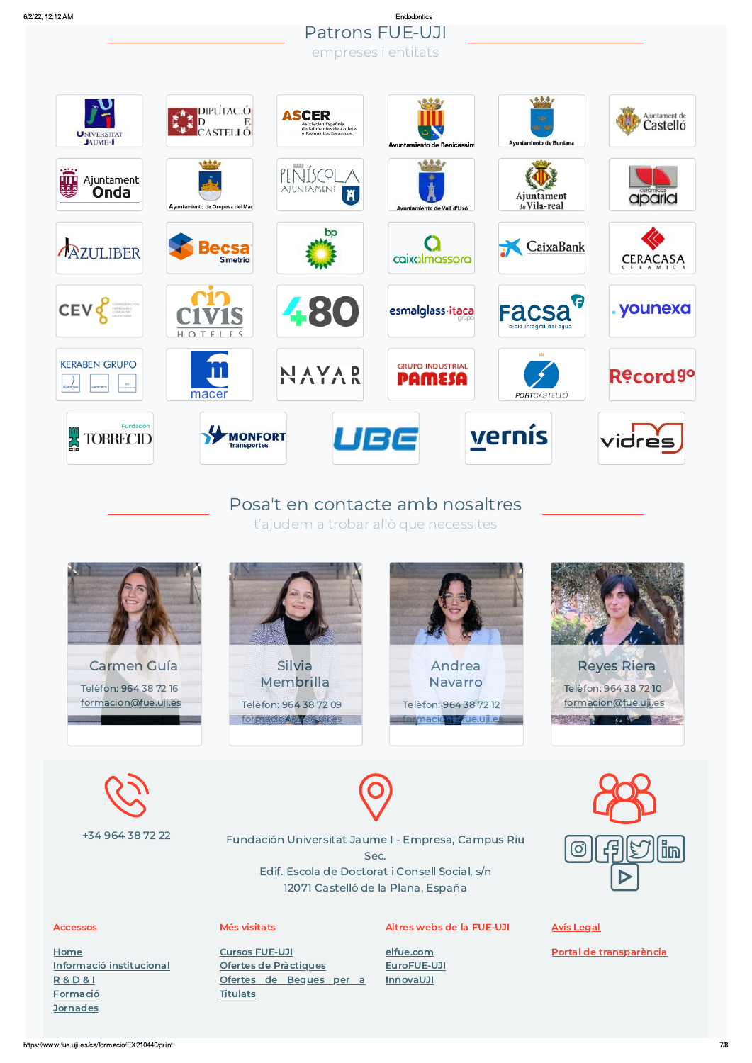## Patrons FUE-UJI

empreses i entitats

## Posa't en contacte amb nosaltres

t'ajudem a trobar allò que necessites

**Carmen Guía**
Telèfon: 964 38 72 16
formacion@fue.uji.es

**Silvia Membrilla**
Telèfon: 964 38 72 09
formacion@fue.uji.es

**Andrea Navarro**
Telèfon: 964 38 72 12
formacion@fue.uji.es

**Reyes Riera**
Telèfon: 964 38 72 10
formacion@fue.uji.es

+34 964 38 72 22

Fundación Universitat Jaume I - Empresa, Campus Riu Sec.
Edif. Escola de Doctorat i Consell Social, s/n
12071 Castelló de la Plana, España

**Accessos**

- Home
- Informació institucional
- R & D & I
- Formació
- Jornades

**Més visitats**

- Cursos FUE-UJI
- Ofertes de Pràctiques
- Ofertes de Beques per a Titulats

**Altres webs de la FUE-UJI**

- elfue.com
- EuroFUE-UJI
- InnovaUJI

**Avís Legal**

**Portal de transparència**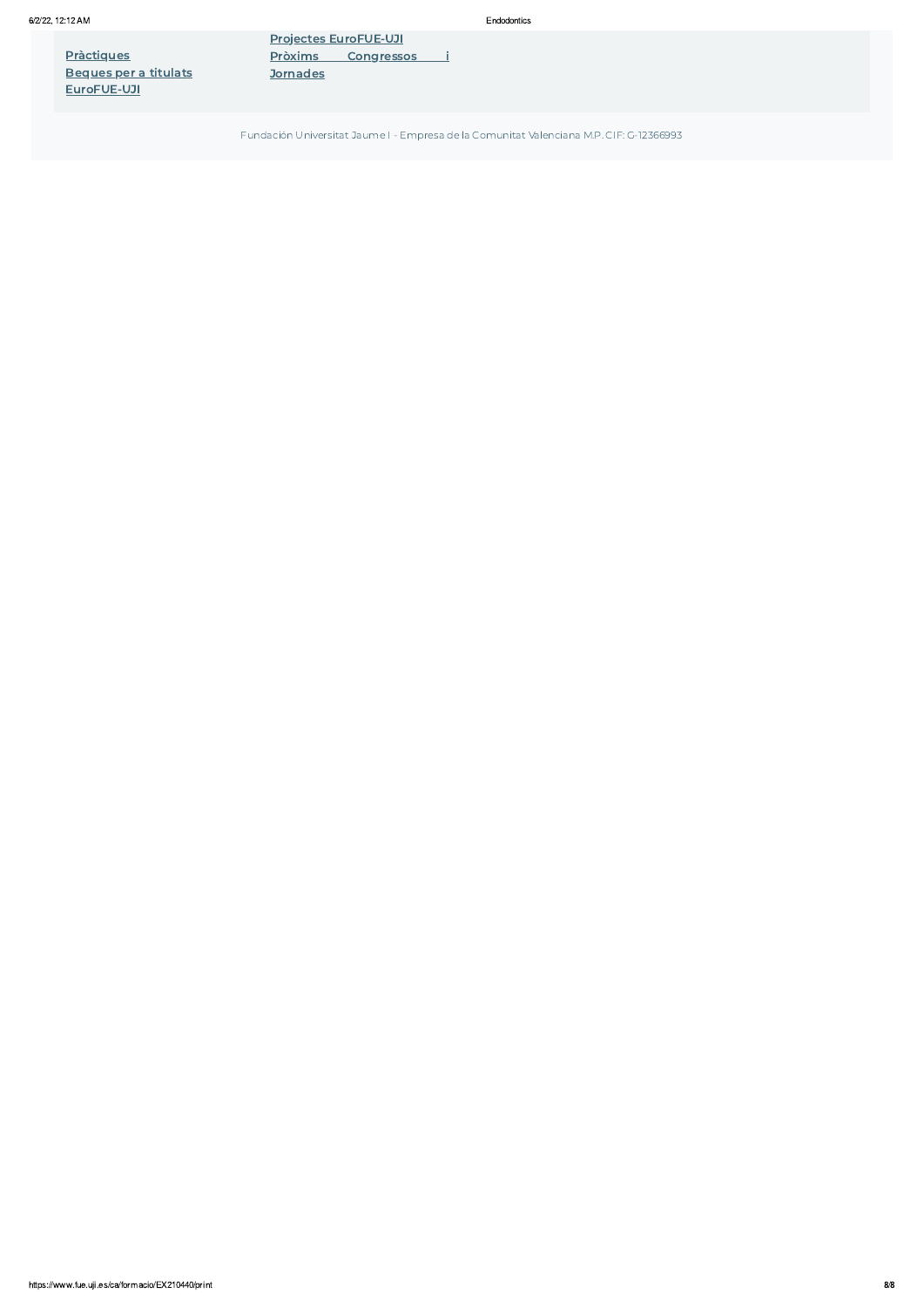[Pràctiques](#)
[Beques per a titulats EuroFUE-UJI](#)

[Projectes EuroFUE-UJI](#)
[Pròxims Congressos i Jornades](#)

Fundación Universitat Jaume I - Empresa de la Comunitat Valenciana M.P. CIF: G-12366993